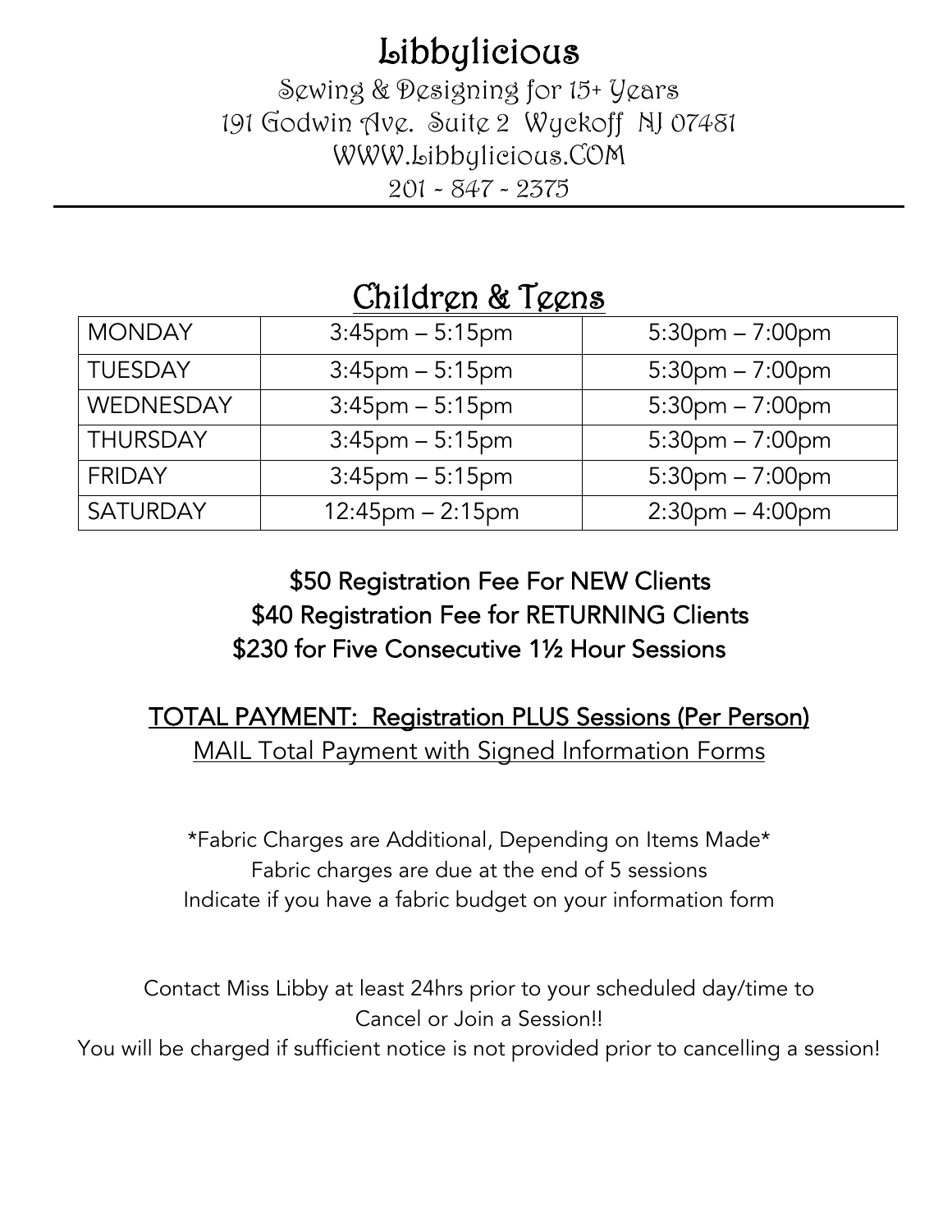# Libbylicious

Sewing & Designing for 15+ Years
191 Godwin Ave. Suite 2 Wyckoff NJ 07481
WWW.Libbylicious.COM
201 - 847 - 2375

---

## Children & Teens

| | | |
|---|---|---|
| MONDAY | 3:45pm – 5:15pm | 5:30pm – 7:00pm |
| TUESDAY | 3:45pm – 5:15pm | 5:30pm – 7:00pm |
| WEDNESDAY | 3:45pm – 5:15pm | 5:30pm – 7:00pm |
| THURSDAY | 3:45pm – 5:15pm | 5:30pm – 7:00pm |
| FRIDAY | 3:45pm – 5:15pm | 5:30pm – 7:00pm |
| SATURDAY | 12:45pm – 2:15pm | 2:30pm – 4:00pm |

$50 Registration Fee For NEW Clients
$40 Registration Fee for RETURNING Clients
$230 for Five Consecutive 1½ Hour Sessions

**TOTAL PAYMENT: Registration PLUS Sessions (Per Person)**

MAIL Total Payment with Signed Information Forms

*Fabric Charges are Additional, Depending on Items Made*
Fabric charges are due at the end of 5 sessions
Indicate if you have a fabric budget on your information form

Contact Miss Libby at least 24hrs prior to your scheduled day/time to Cancel or Join a Session!!
You will be charged if sufficient notice is not provided prior to cancelling a session!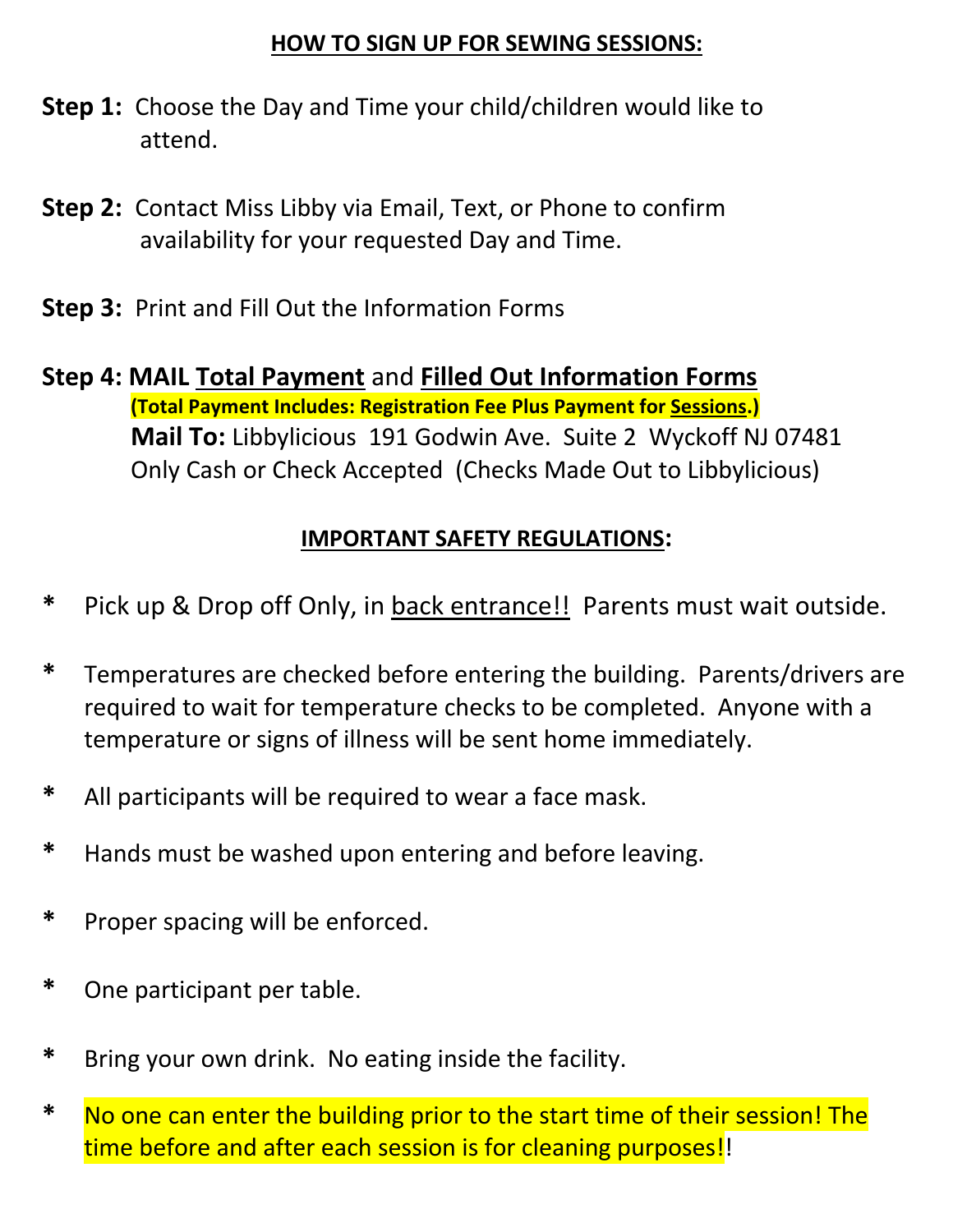## **HOW TO SIGN UP FOR SEWING SESSIONS:**

**Step 1:** Choose the Day and Time your child/children would like to attend.

**Step 2:** Contact Miss Libby via Email, Text, or Phone to confirm availability for your requested Day and Time.

**Step 3:** Print and Fill Out the Information Forms

**Step 4: MAIL Total Payment and Filled Out Information Forms**
**(Total Payment Includes: Registration Fee Plus Payment for Sessions.)**
**Mail To:** Libbylicious 191 Godwin Ave. Suite 2 Wyckoff NJ 07481
Only Cash or Check Accepted (Checks Made Out to Libbylicious)

## **IMPORTANT SAFETY REGULATIONS:**

* Pick up & Drop off Only, in back entrance!! Parents must wait outside.

* Temperatures are checked before entering the building. Parents/drivers are required to wait for temperature checks to be completed. Anyone with a temperature or signs of illness will be sent home immediately.

* All participants will be required to wear a face mask.

* Hands must be washed upon entering and before leaving.

* Proper spacing will be enforced.

* One participant per table.

* Bring your own drink. No eating inside the facility.

* No one can enter the building prior to the start time of their session! The time before and after each session is for cleaning purposes!!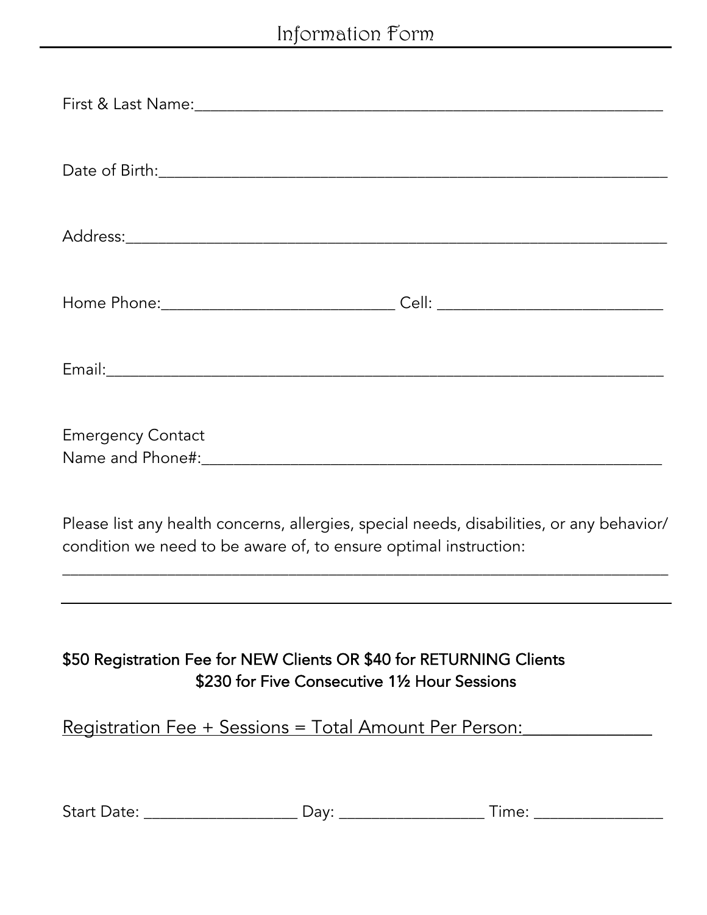# Information Form

First & Last Name:_______________________________________________________

Date of Birth:__________________________________________________________

Address:_______________________________________________________________

Home Phone:___________________________ Cell: __________________________

Email:_________________________________________________________________

Emergency Contact
Name and Phone#:_______________________________________________________

Please list any health concerns, allergies, special needs, disabilities, or any behavior/condition we need to be aware of, to ensure optimal instruction:

_______________________________________________________________________

_______________________________________________________________________

**$50 Registration Fee for NEW Clients OR $40 for RETURNING Clients**

**$230 for Five Consecutive 1½ Hour Sessions**

Registration Fee + Sessions = Total Amount Per Person:______________

Start Date: __________________ Day: _________________ Time: _______________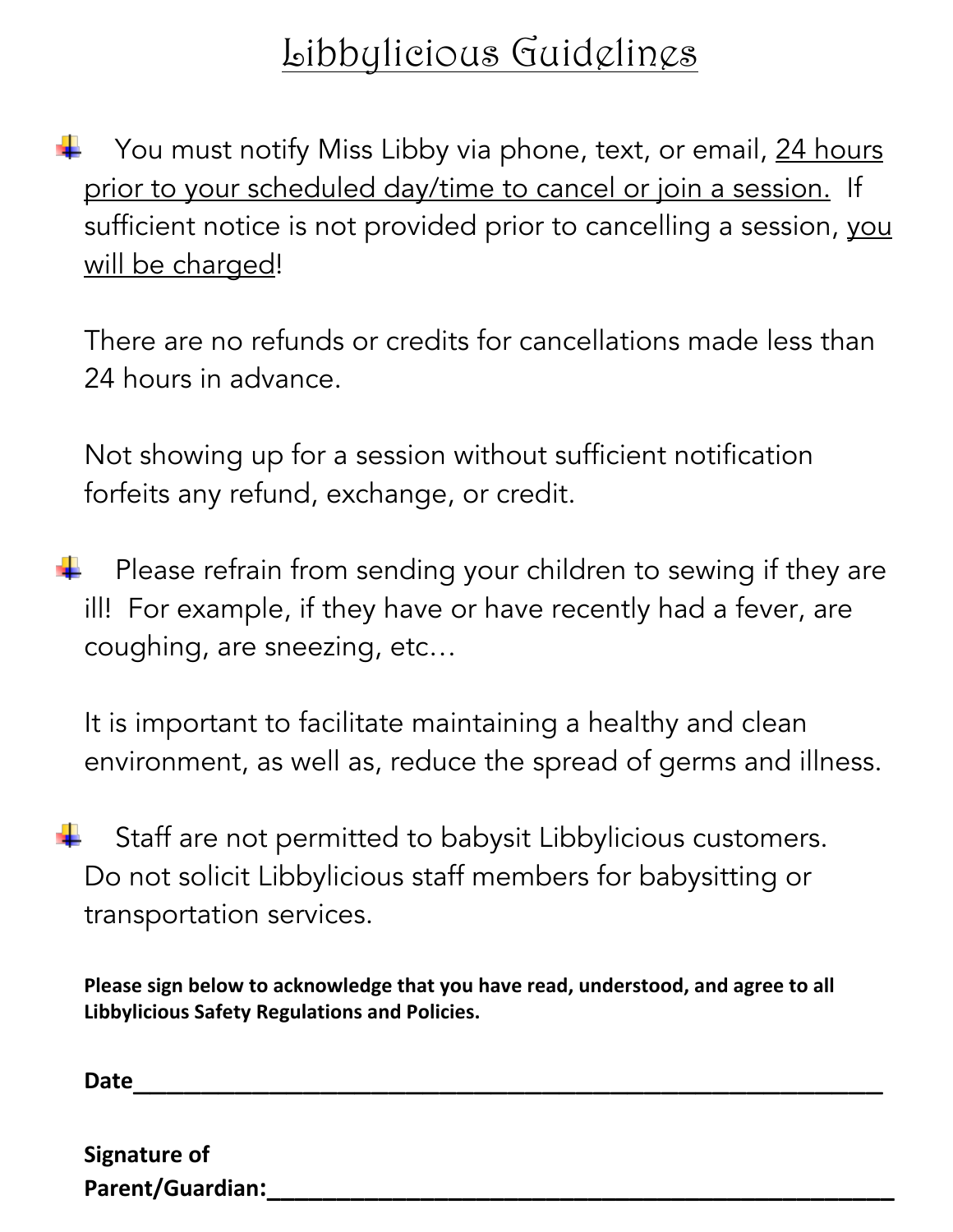# Libbylicious Guidelines

- You must notify Miss Libby via phone, text, or email, 24 hours prior to your scheduled day/time to cancel or join a session. If sufficient notice is not provided prior to cancelling a session, you will be charged!

  There are no refunds or credits for cancellations made less than 24 hours in advance.

  Not showing up for a session without sufficient notification forfeits any refund, exchange, or credit.

- Please refrain from sending your children to sewing if they are ill! For example, if they have or have recently had a fever, are coughing, are sneezing, etc…

  It is important to facilitate maintaining a healthy and clean environment, as well as, reduce the spread of germs and illness.

- Staff are not permitted to babysit Libbylicious customers. Do not solicit Libbylicious staff members for babysitting or transportation services.

**Please sign below to acknowledge that you have read, understood, and agree to all Libbylicious Safety Regulations and Policies.**

**Date**_______________________________________________________

**Signature of Parent/Guardian:**_______________________________________________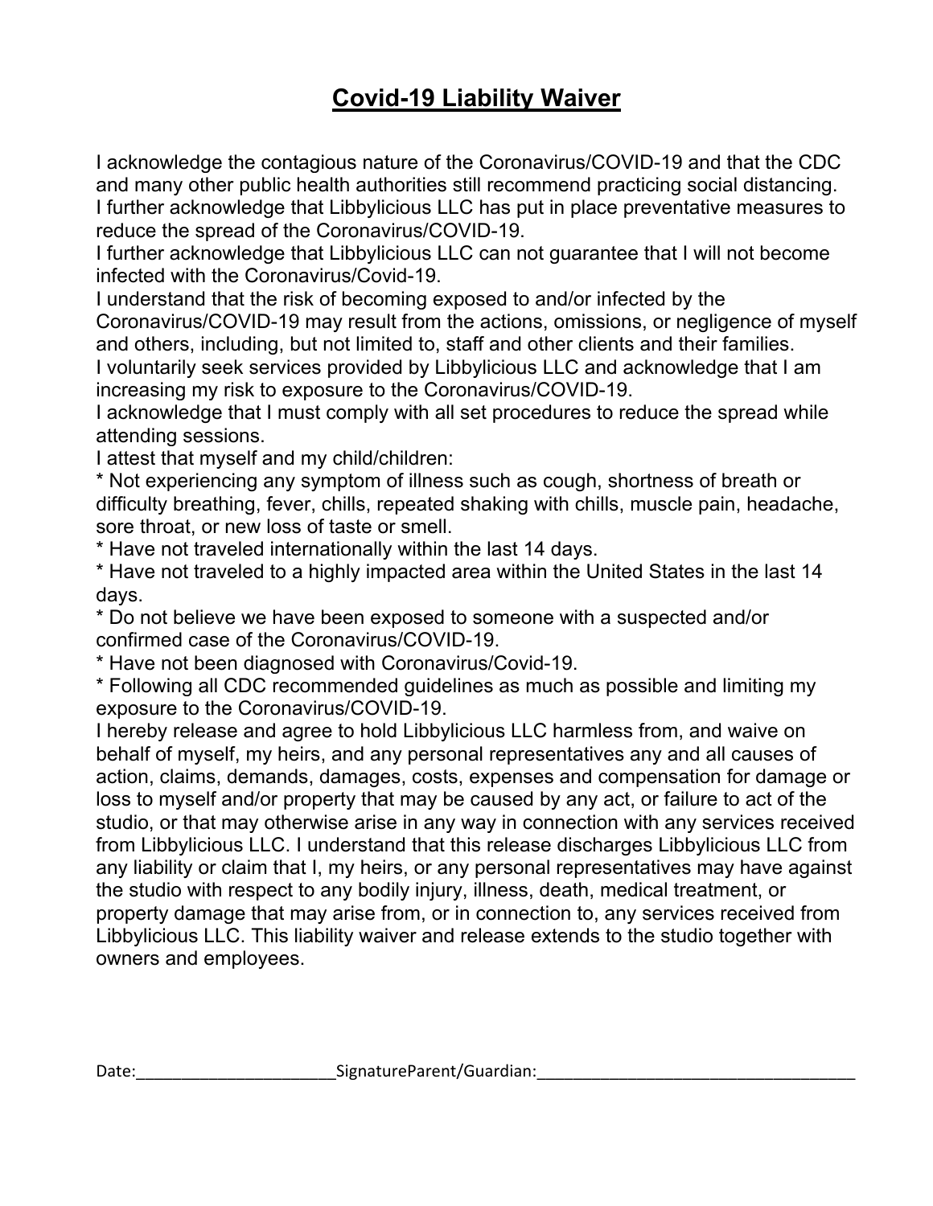# Covid-19 Liability Waiver

I acknowledge the contagious nature of the Coronavirus/COVID-19 and that the CDC and many other public health authorities still recommend practicing social distancing.
I further acknowledge that Libbylicious LLC has put in place preventative measures to reduce the spread of the Coronavirus/COVID-19.
I further acknowledge that Libbylicious LLC can not guarantee that I will not become infected with the Coronavirus/Covid-19.
I understand that the risk of becoming exposed to and/or infected by the Coronavirus/COVID-19 may result from the actions, omissions, or negligence of myself and others, including, but not limited to, staff and other clients and their families.
I voluntarily seek services provided by Libbylicious LLC and acknowledge that I am increasing my risk to exposure to the Coronavirus/COVID-19.
I acknowledge that I must comply with all set procedures to reduce the spread while attending sessions.
I attest that myself and my child/children:
* Not experiencing any symptom of illness such as cough, shortness of breath or difficulty breathing, fever, chills, repeated shaking with chills, muscle pain, headache, sore throat, or new loss of taste or smell.
* Have not traveled internationally within the last 14 days.
* Have not traveled to a highly impacted area within the United States in the last 14 days.
* Do not believe we have been exposed to someone with a suspected and/or confirmed case of the Coronavirus/COVID-19.
* Have not been diagnosed with Coronavirus/Covid-19.
* Following all CDC recommended guidelines as much as possible and limiting my exposure to the Coronavirus/COVID-19.

I hereby release and agree to hold Libbylicious LLC harmless from, and waive on behalf of myself, my heirs, and any personal representatives any and all causes of action, claims, demands, damages, costs, expenses and compensation for damage or loss to myself and/or property that may be caused by any act, or failure to act of the studio, or that may otherwise arise in any way in connection with any services received from Libbylicious LLC. I understand that this release discharges Libbylicious LLC from any liability or claim that I, my heirs, or any personal representatives may have against the studio with respect to any bodily injury, illness, death, medical treatment, or property damage that may arise from, or in connection to, any services received from Libbylicious LLC. This liability waiver and release extends to the studio together with owners and employees.

Date:______________________ SignatureParent/Guardian:___________________________________